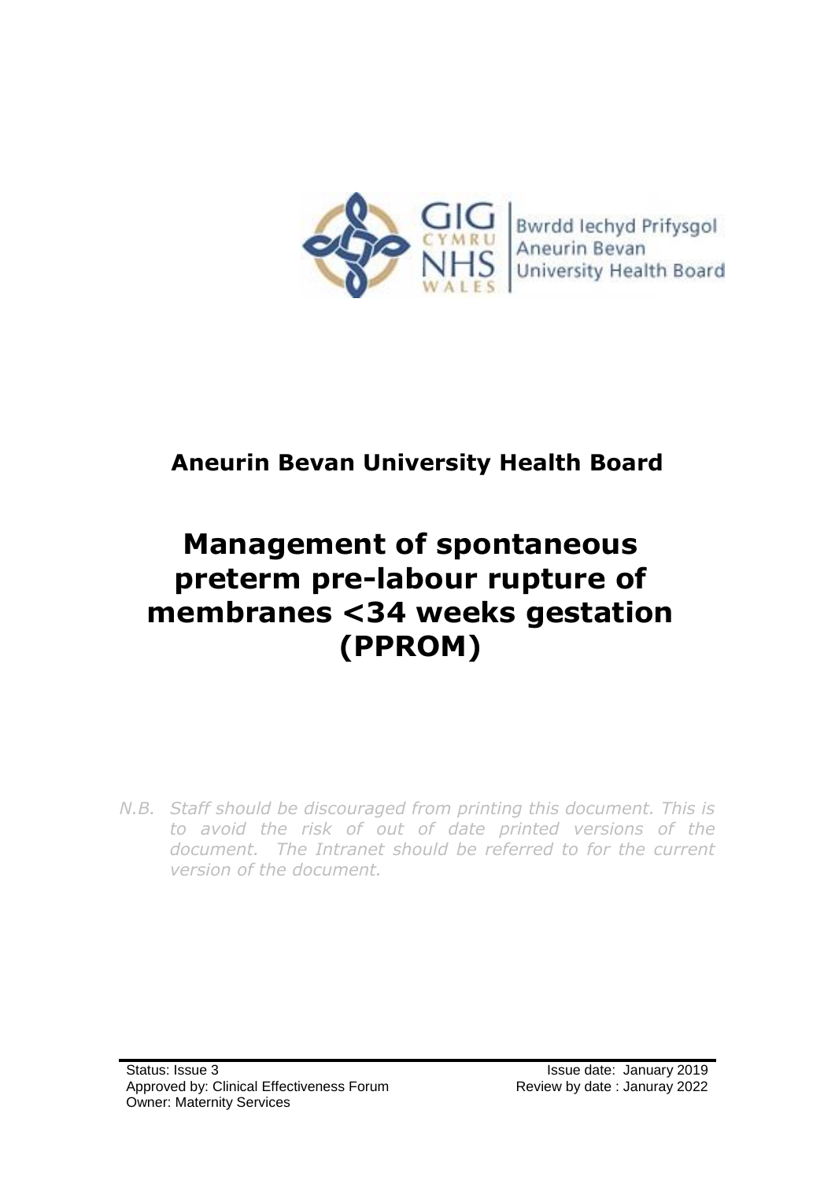Bwrdd Iechyd Prifysgol Aneurin Bevan University Health Board

# Aneurin Bevan University Health Board

# Management of spontaneous preterm pre-labour rupture of membranes <34 weeks gestation (PPROM)

*N.B. Staff should be discouraged from printing this document. This is to avoid the risk of out of date printed versions of the document. The Intranet should be referred to for the current version of the document.*

Status: Issue 3
Approved by: Clinical Effectiveness Forum
Owner: Maternity Services

Issue date: January 2019
Review by date : Januray 2022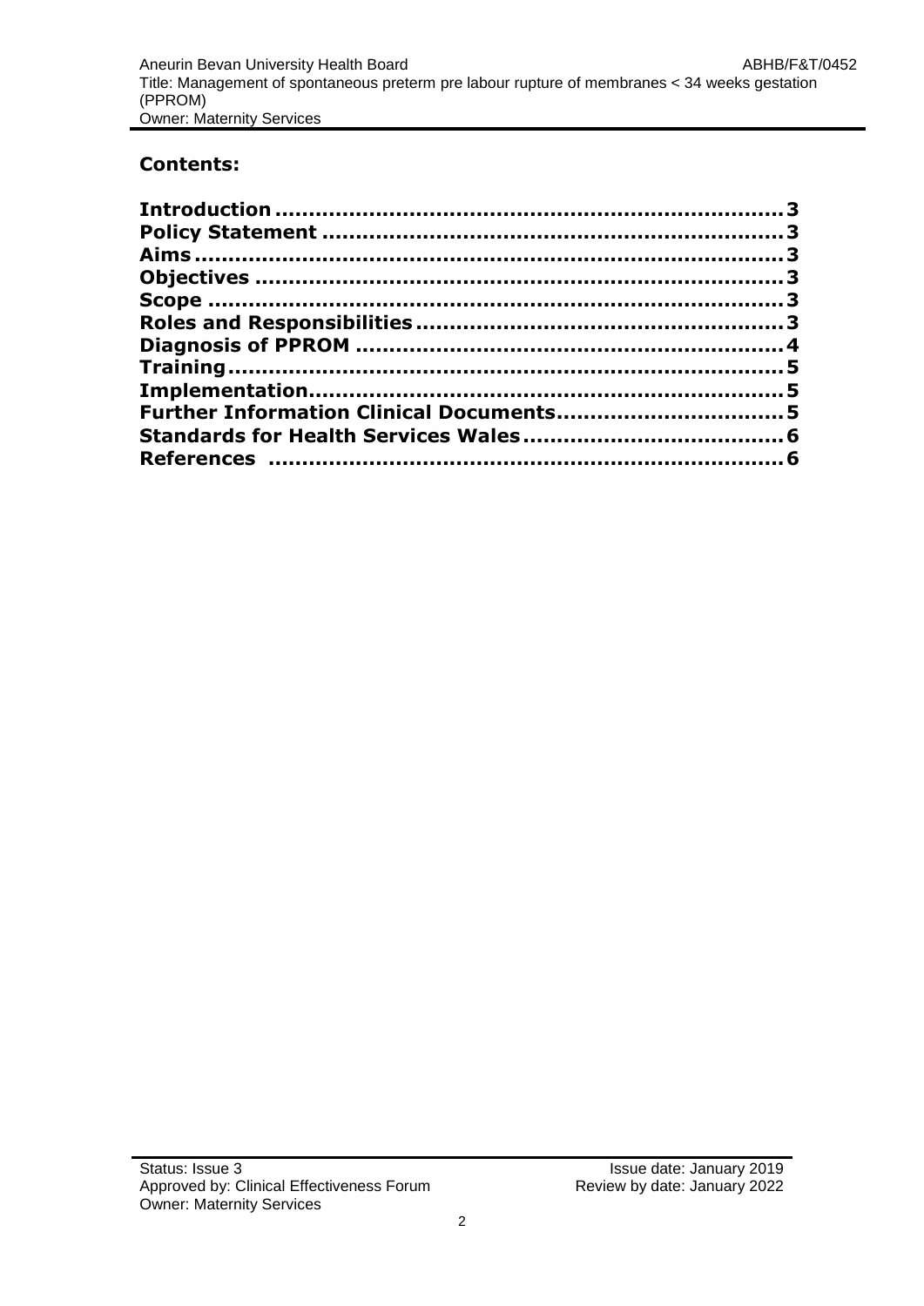## Contents:

| | |
|---|---|
| **Introduction** | **3** |
| **Policy Statement** | **3** |
| **Aims** | **3** |
| **Objectives** | **3** |
| **Scope** | **3** |
| **Roles and Responsibilities** | **3** |
| **Diagnosis of PPROM** | **4** |
| **Training** | **5** |
| **Implementation** | **5** |
| **Further Information Clinical Documents** | **5** |
| **Standards for Health Services Wales** | **6** |
| **References** | **6** |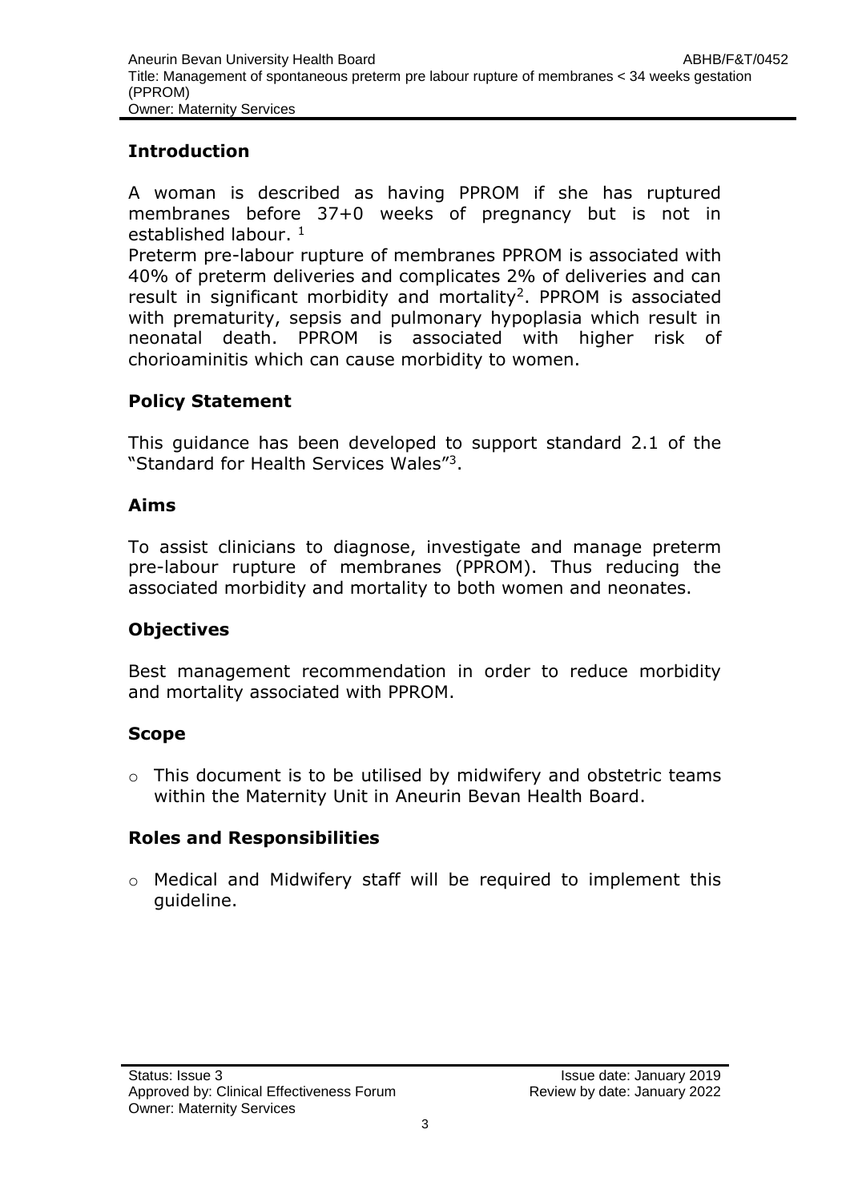## Introduction

A woman is described as having PPROM if she has ruptured membranes before 37+0 weeks of pregnancy but is not in established labour. [1]

Preterm pre-labour rupture of membranes PPROM is associated with 40% of preterm deliveries and complicates 2% of deliveries and can result in significant morbidity and mortality[2]. PPROM is associated with prematurity, sepsis and pulmonary hypoplasia which result in neonatal death. PPROM is associated with higher risk of chorioaminitis which can cause morbidity to women.

## Policy Statement

This guidance has been developed to support standard 2.1 of the "Standard for Health Services Wales"[3].

## Aims

To assist clinicians to diagnose, investigate and manage preterm pre-labour rupture of membranes (PPROM). Thus reducing the associated morbidity and mortality to both women and neonates.

## Objectives

Best management recommendation in order to reduce morbidity and mortality associated with PPROM.

## Scope

- This document is to be utilised by midwifery and obstetric teams within the Maternity Unit in Aneurin Bevan Health Board.

## Roles and Responsibilities

- Medical and Midwifery staff will be required to implement this guideline.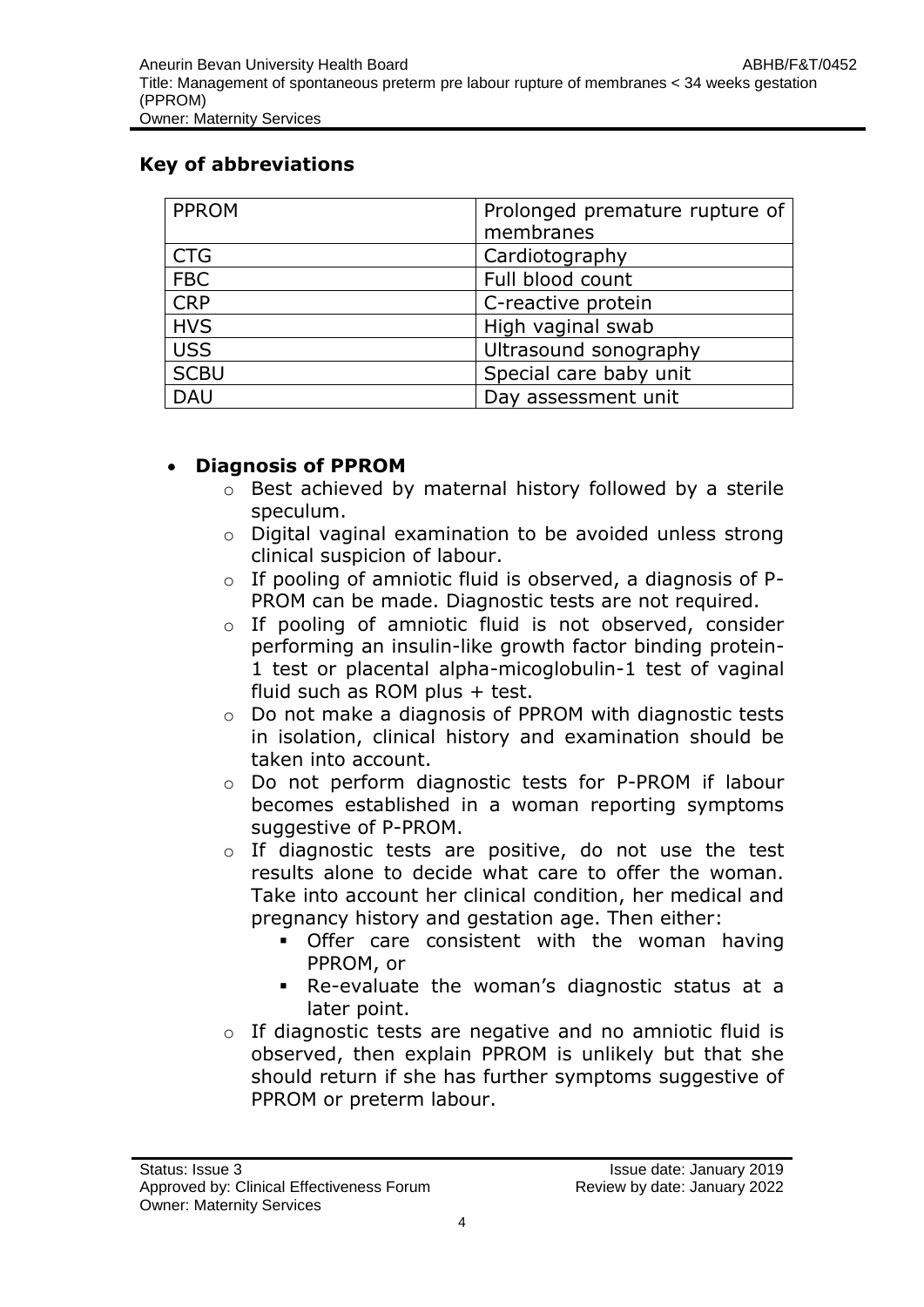## Key of abbreviations

| PPROM | Prolonged premature rupture of membranes |
|---|---|
| CTG | Cardiotography |
| FBC | Full blood count |
| CRP | C-reactive protein |
| HVS | High vaginal swab |
| USS | Ultrasound sonography |
| SCBU | Special care baby unit |
| DAU | Day assessment unit |

- **Diagnosis of PPROM**
  - Best achieved by maternal history followed by a sterile speculum.
  - Digital vaginal examination to be avoided unless strong clinical suspicion of labour.
  - If pooling of amniotic fluid is observed, a diagnosis of P-PROM can be made. Diagnostic tests are not required.
  - If pooling of amniotic fluid is not observed, consider performing an insulin-like growth factor binding protein-1 test or placental alpha-micoglobulin-1 test of vaginal fluid such as ROM plus + test.
  - Do not make a diagnosis of PPROM with diagnostic tests in isolation, clinical history and examination should be taken into account.
  - Do not perform diagnostic tests for P-PROM if labour becomes established in a woman reporting symptoms suggestive of P-PROM.
  - If diagnostic tests are positive, do not use the test results alone to decide what care to offer the woman. Take into account her clinical condition, her medical and pregnancy history and gestation age. Then either:
    - Offer care consistent with the woman having PPROM, or
    - Re-evaluate the woman's diagnostic status at a later point.
  - If diagnostic tests are negative and no amniotic fluid is observed, then explain PPROM is unlikely but that she should return if she has further symptoms suggestive of PPROM or preterm labour.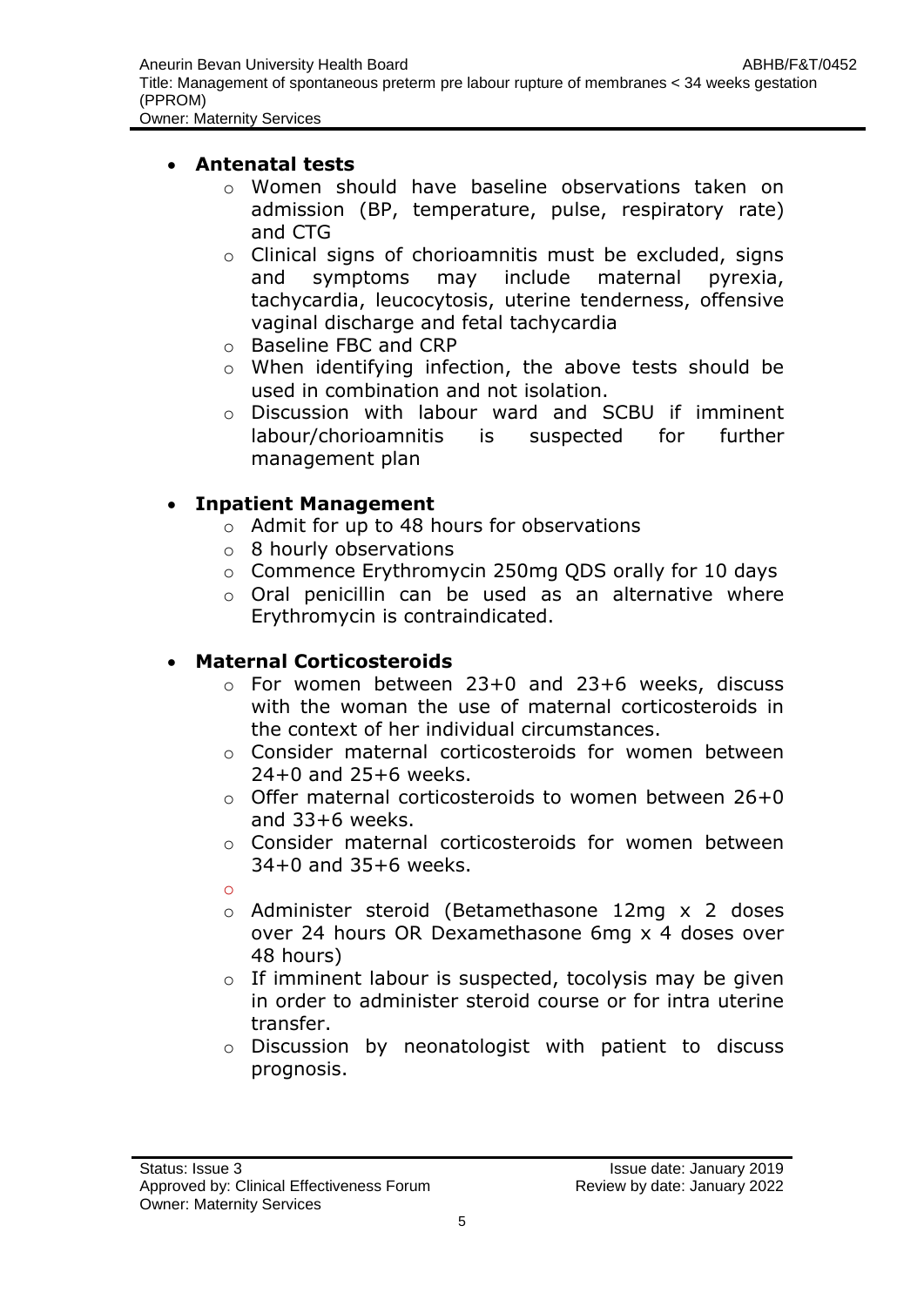- **Antenatal tests**
  - Women should have baseline observations taken on admission (BP, temperature, pulse, respiratory rate) and CTG
  - Clinical signs of chorioamnitis must be excluded, signs and symptoms may include maternal pyrexia, tachycardia, leucocytosis, uterine tenderness, offensive vaginal discharge and fetal tachycardia
  - Baseline FBC and CRP
  - When identifying infection, the above tests should be used in combination and not isolation.
  - Discussion with labour ward and SCBU if imminent labour/chorioamnitis is suspected for further management plan

- **Inpatient Management**
  - Admit for up to 48 hours for observations
  - 8 hourly observations
  - Commence Erythromycin 250mg QDS orally for 10 days
  - Oral penicillin can be used as an alternative where Erythromycin is contraindicated.

- **Maternal Corticosteroids**
  - For women between 23+0 and 23+6 weeks, discuss with the woman the use of maternal corticosteroids in the context of her individual circumstances.
  - Consider maternal corticosteroids for women between 24+0 and 25+6 weeks.
  - Offer maternal corticosteroids to women between 26+0 and 33+6 weeks.
  - Consider maternal corticosteroids for women between 34+0 and 35+6 weeks.
  - Administer steroid (Betamethasone 12mg x 2 doses over 24 hours OR Dexamethasone 6mg x 4 doses over 48 hours)
  - If imminent labour is suspected, tocolysis may be given in order to administer steroid course or for intra uterine transfer.
  - Discussion by neonatologist with patient to discuss prognosis.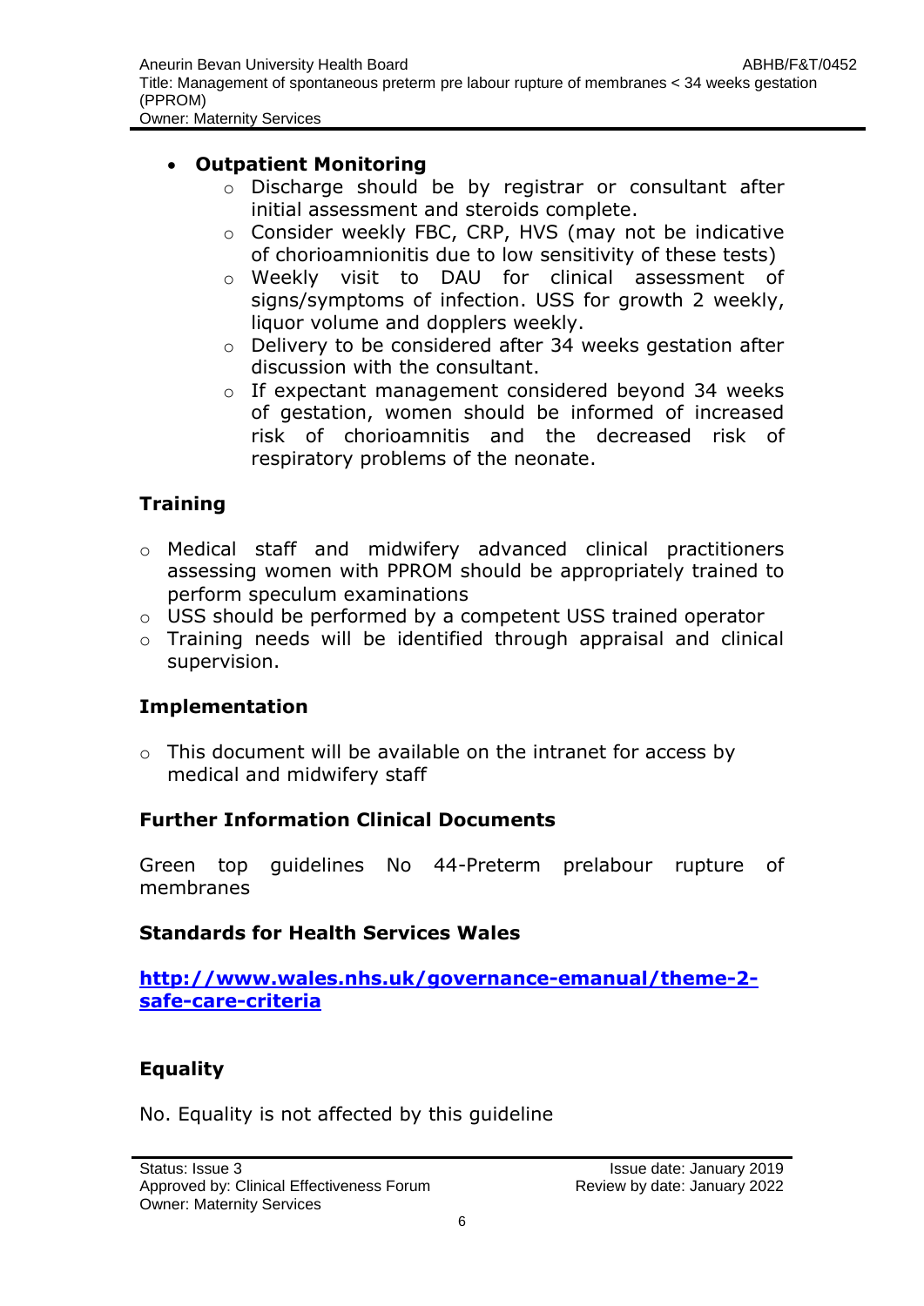- **Outpatient Monitoring**
  - Discharge should be by registrar or consultant after initial assessment and steroids complete.
  - Consider weekly FBC, CRP, HVS (may not be indicative of chorioamnionitis due to low sensitivity of these tests)
  - Weekly visit to DAU for clinical assessment of signs/symptoms of infection. USS for growth 2 weekly, liquor volume and dopplers weekly.
  - Delivery to be considered after 34 weeks gestation after discussion with the consultant.
  - If expectant management considered beyond 34 weeks of gestation, women should be informed of increased risk of chorioamnitis and the decreased risk of respiratory problems of the neonate.

## Training

- Medical staff and midwifery advanced clinical practitioners assessing women with PPROM should be appropriately trained to perform speculum examinations
- USS should be performed by a competent USS trained operator
- Training needs will be identified through appraisal and clinical supervision.

## Implementation

- This document will be available on the intranet for access by medical and midwifery staff

## Further Information Clinical Documents

Green top guidelines No 44-Preterm prelabour rupture of membranes

## Standards for Health Services Wales

**[http://www.wales.nhs.uk/governance-emanual/theme-2-safe-care-criteria](http://www.wales.nhs.uk/governance-emanual/theme-2-safe-care-criteria)**

## Equality

No. Equality is not affected by this guideline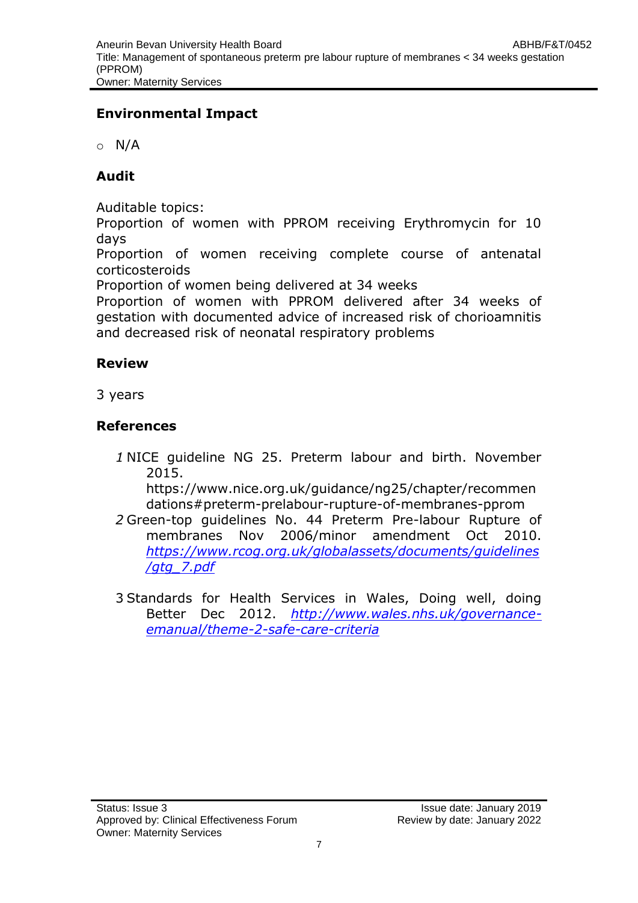## Environmental Impact

- N/A

## Audit

Auditable topics:
Proportion of women with PPROM receiving Erythromycin for 10 days
Proportion of women receiving complete course of antenatal corticosteroids
Proportion of women being delivered at 34 weeks
Proportion of women with PPROM delivered after 34 weeks of gestation with documented advice of increased risk of chorioamnitis and decreased risk of neonatal respiratory problems

## Review

3 years

## References

1. NICE guideline NG 25. Preterm labour and birth. November 2015. https://www.nice.org.uk/guidance/ng25/chapter/recommendations#preterm-prelabour-rupture-of-membranes-pprom
2. Green-top guidelines No. 44 Preterm Pre-labour Rupture of membranes Nov 2006/minor amendment Oct 2010. *https://www.rcog.org.uk/globalassets/documents/guidelines/gtg_7.pdf*
3. Standards for Health Services in Wales, Doing well, doing Better Dec 2012. *http://www.wales.nhs.uk/governance-emanual/theme-2-safe-care-criteria*